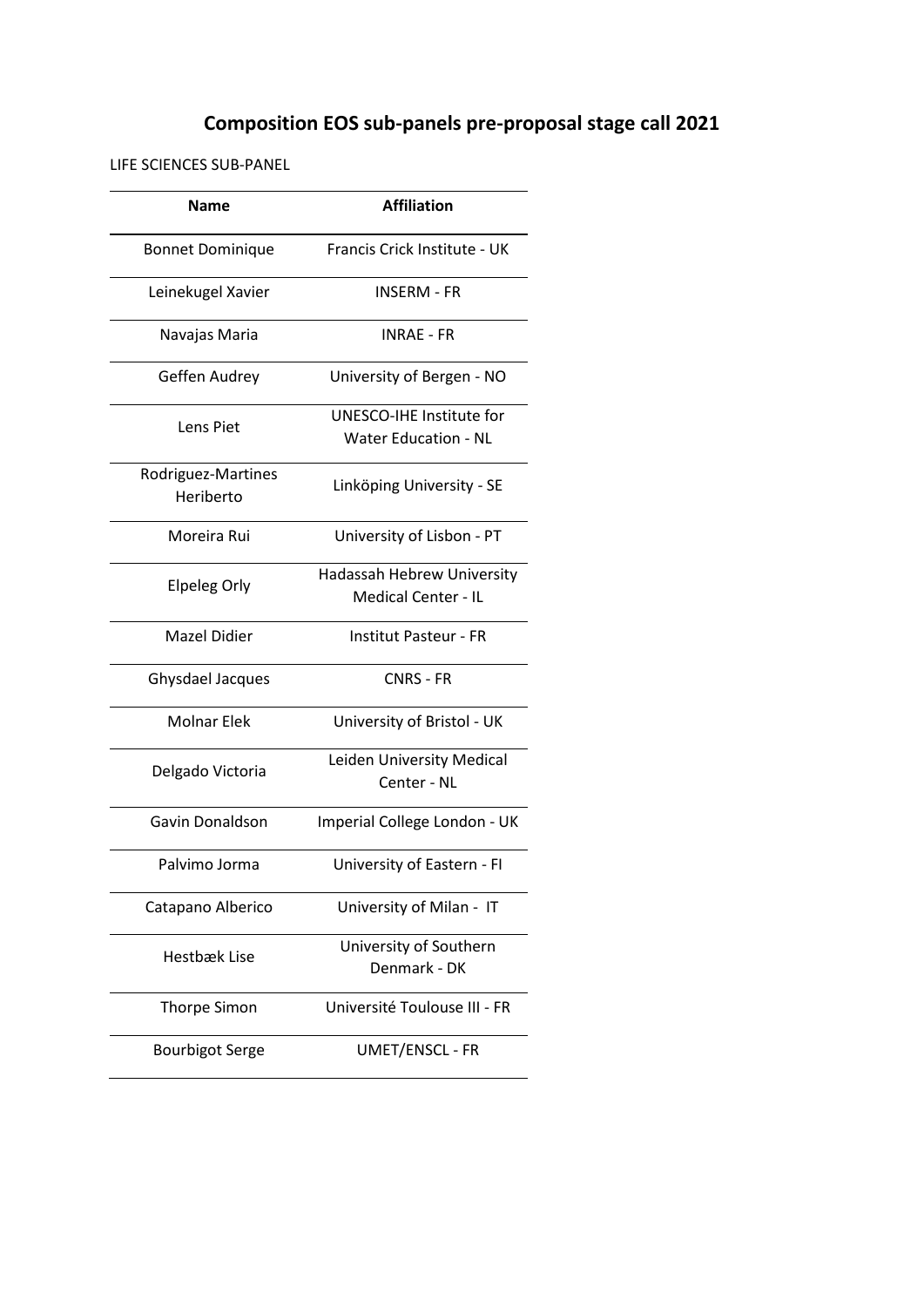# Composition EOS sub-panels pre-proposal stage call 2021

LIFE SCIENCES SUB-PANEL

| Name | Affiliation |
|---|---|
| Bonnet Dominique | Francis Crick Institute - UK |
| Leinekugel Xavier | INSERM - FR |
| Navajas Maria | INRAE - FR |
| Geffen Audrey | University of Bergen - NO |
| Lens Piet | UNESCO-IHE Institute for Water Education - NL |
| Rodriguez-Martines Heriberto | Linköping University - SE |
| Moreira Rui | University of Lisbon - PT |
| Elpeleg Orly | Hadassah Hebrew University Medical Center - IL |
| Mazel Didier | Institut Pasteur - FR |
| Ghysdael Jacques | CNRS - FR |
| Molnar Elek | University of Bristol - UK |
| Delgado Victoria | Leiden University Medical Center - NL |
| Gavin Donaldson | Imperial College London - UK |
| Palvimo Jorma | University of Eastern - FI |
| Catapano Alberico | University of Milan - IT |
| Hestbæk Lise | University of Southern Denmark - DK |
| Thorpe Simon | Université Toulouse III - FR |
| Bourbigot Serge | UMET/ENSCL - FR |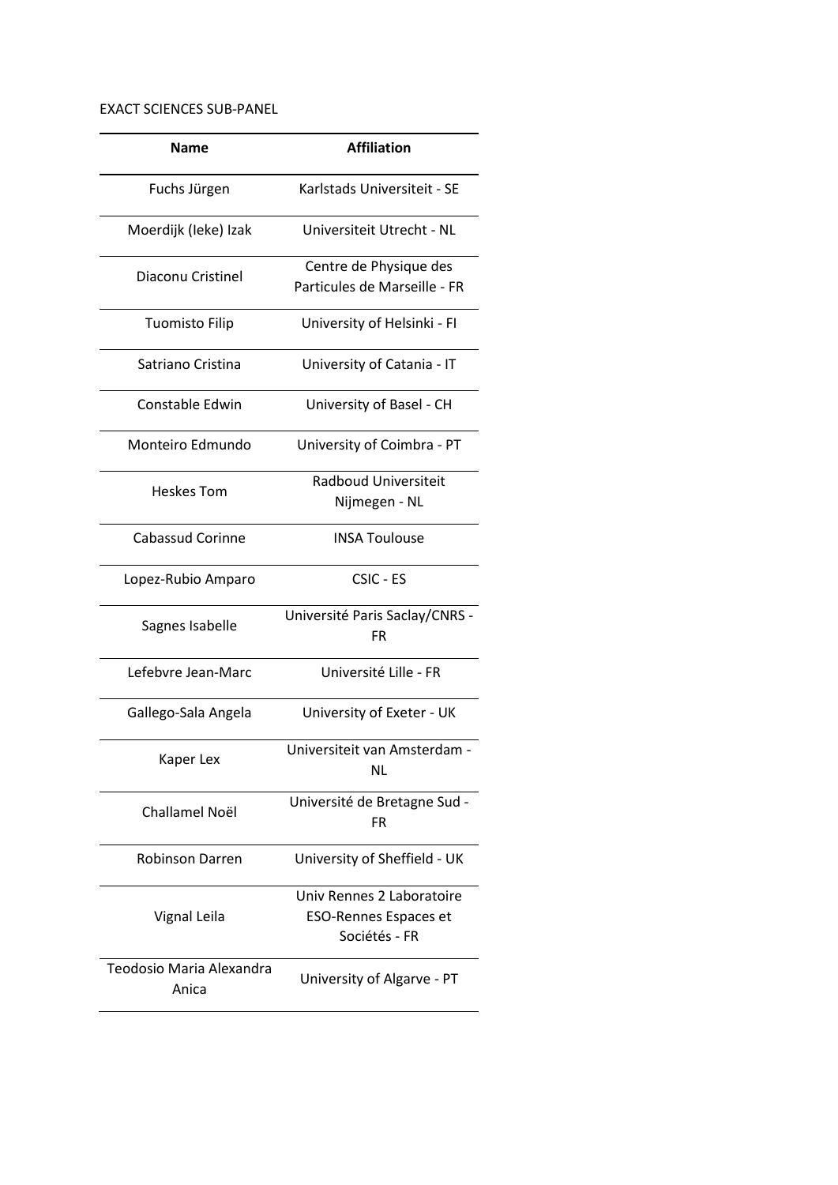EXACT SCIENCES SUB-PANEL

| Name | Affiliation |
|---|---|
| Fuchs Jürgen | Karlstads Universiteit - SE |
| Moerdijk (Ieke) Izak | Universiteit Utrecht - NL |
| Diaconu Cristinel | Centre de Physique des Particules de Marseille - FR |
| Tuomisto Filip | University of Helsinki - FI |
| Satriano Cristina | University of Catania - IT |
| Constable Edwin | University of Basel - CH |
| Monteiro Edmundo | University of Coimbra - PT |
| Heskes Tom | Radboud Universiteit Nijmegen - NL |
| Cabassud Corinne | INSA Toulouse |
| Lopez-Rubio Amparo | CSIC - ES |
| Sagnes Isabelle | Université Paris Saclay/CNRS - FR |
| Lefebvre Jean-Marc | Université Lille - FR |
| Gallego-Sala Angela | University of Exeter - UK |
| Kaper Lex | Universiteit van Amsterdam - NL |
| Challamel Noël | Université de Bretagne Sud - FR |
| Robinson Darren | University of Sheffield - UK |
| Vignal Leila | Univ Rennes 2 Laboratoire ESO-Rennes Espaces et Sociétés - FR |
| Teodosio Maria Alexandra Anica | University of Algarve - PT |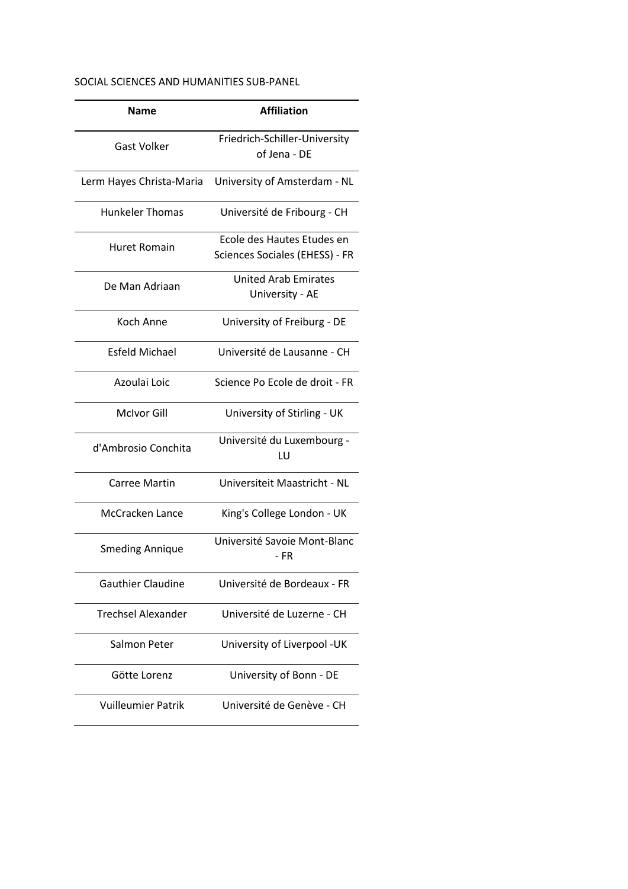SOCIAL SCIENCES AND HUMANITIES SUB-PANEL

| Name | Affiliation |
|---|---|
| Gast Volker | Friedrich-Schiller-University of Jena - DE |
| Lerm Hayes Christa-Maria | University of Amsterdam - NL |
| Hunkeler Thomas | Université de Fribourg - CH |
| Huret Romain | Ecole des Hautes Etudes en Sciences Sociales (EHESS) - FR |
| De Man Adriaan | United Arab Emirates University - AE |
| Koch Anne | University of Freiburg - DE |
| Esfeld Michael | Université de Lausanne - CH |
| Azoulai Loic | Science Po Ecole de droit - FR |
| McIvor Gill | University of Stirling - UK |
| d'Ambrosio Conchita | Université du Luxembourg - LU |
| Carree Martin | Universiteit Maastricht - NL |
| McCracken Lance | King's College London - UK |
| Smeding Annique | Université Savoie Mont-Blanc - FR |
| Gauthier Claudine | Université de Bordeaux - FR |
| Trechsel Alexander | Université de Luzerne - CH |
| Salmon Peter | University of Liverpool -UK |
| Götte Lorenz | University of Bonn - DE |
| Vuilleumier Patrik | Université de Genève - CH |